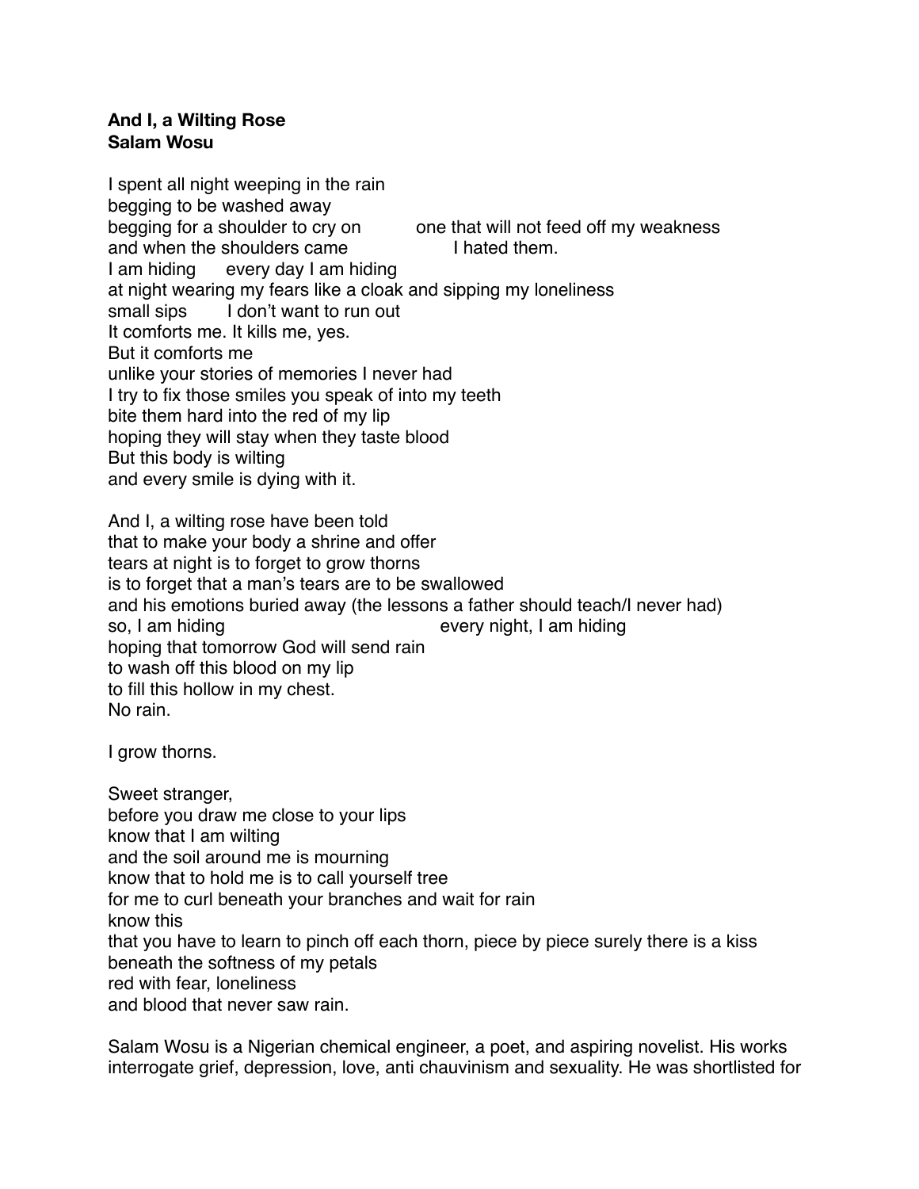**And I, a Wilting Rose**
**Salam Wosu**

I spent all night weeping in the rain
begging to be washed away
begging for a shoulder to cry on &emsp;&emsp; one that will not feed off my weakness
and when the shoulders came &emsp;&emsp;&emsp;&emsp; I hated them.
I am hiding &emsp; every day I am hiding
at night wearing my fears like a cloak and sipping my loneliness
small sips &emsp; I don't want to run out
It comforts me. It kills me, yes.
But it comforts me
unlike your stories of memories I never had
I try to fix those smiles you speak of into my teeth
bite them hard into the red of my lip
hoping they will stay when they taste blood
But this body is wilting
and every smile is dying with it.

And I, a wilting rose have been told
that to make your body a shrine and offer
tears at night is to forget to grow thorns
is to forget that a man's tears are to be swallowed
and his emotions buried away (the lessons a father should teach/I never had)
so, I am hiding &emsp;&emsp;&emsp;&emsp;&emsp;&emsp;&emsp;&emsp;&emsp;&emsp; every night, I am hiding
hoping that tomorrow God will send rain
to wash off this blood on my lip
to fill this hollow in my chest.
No rain.

I grow thorns.

Sweet stranger,
before you draw me close to your lips
know that I am wilting
and the soil around me is mourning
know that to hold me is to call yourself tree
for me to curl beneath your branches and wait for rain
know this
that you have to learn to pinch off each thorn, piece by piece surely there is a kiss
beneath the softness of my petals
red with fear, loneliness
and blood that never saw rain.

Salam Wosu is a Nigerian chemical engineer, a poet, and aspiring novelist. His works interrogate grief, depression, love, anti chauvinism and sexuality. He was shortlisted for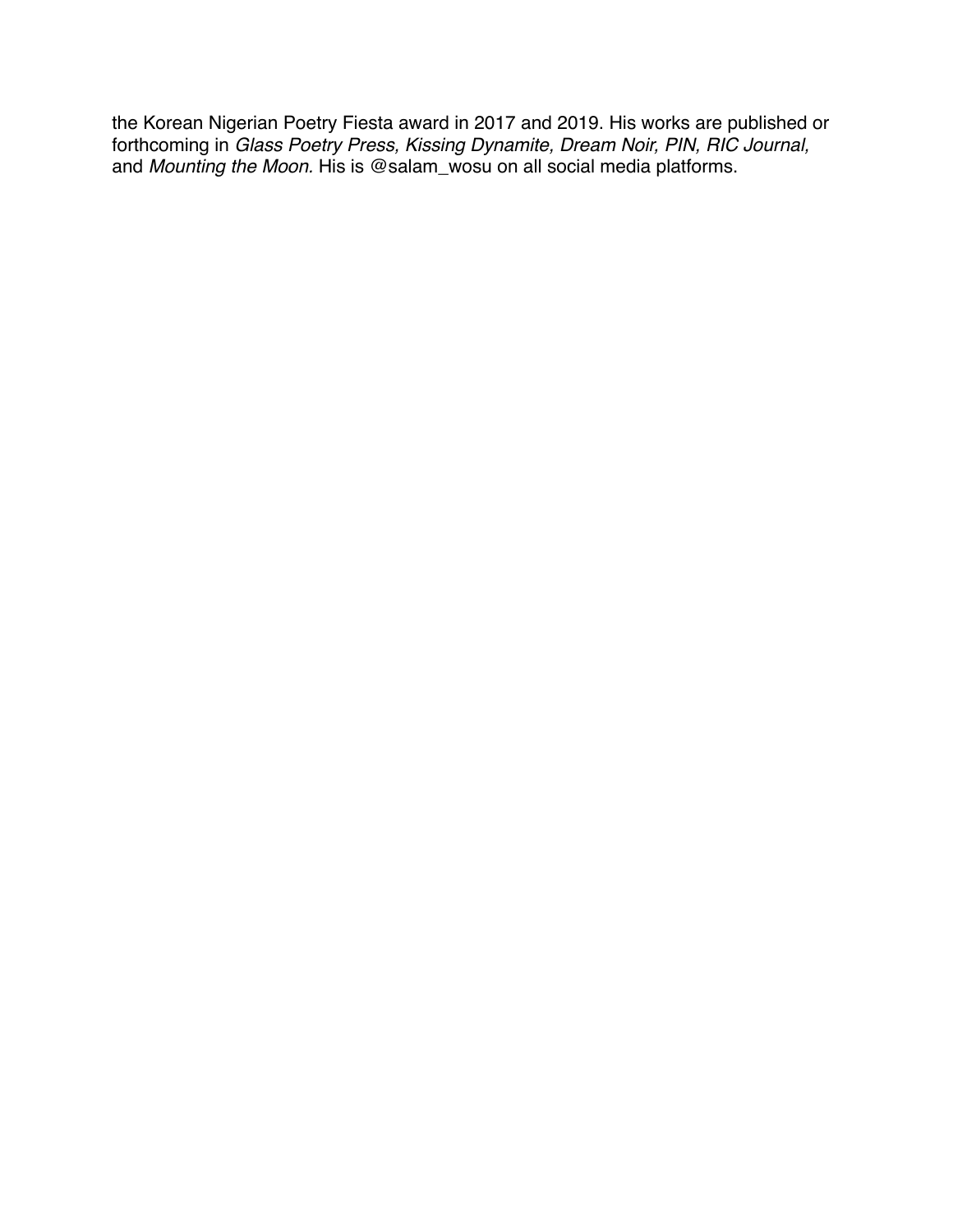the Korean Nigerian Poetry Fiesta award in 2017 and 2019. His works are published or forthcoming in *Glass Poetry Press, Kissing Dynamite, Dream Noir, PIN, RIC Journal,* and *Mounting the Moon.* His is @salam_wosu on all social media platforms.